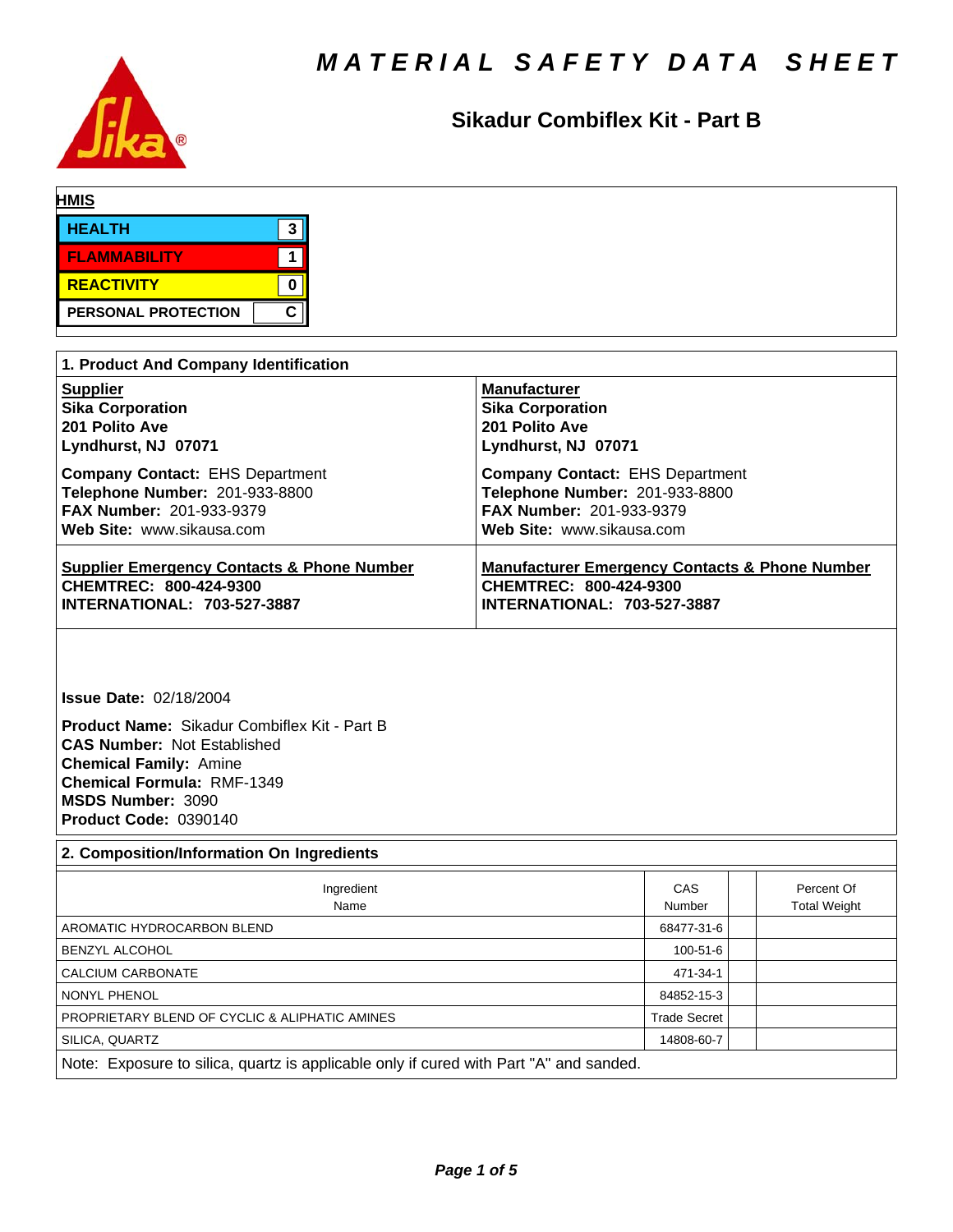# MATERIAL SAFETY DATA SHEET

## Sikadur Combiflex Kit - Part B

**HMIS**

| | |
|---|---|
| HEALTH | 3 |
| FLAMMABILITY | 1 |
| REACTIVITY | 0 |
| PERSONAL PROTECTION | C |

## 1. Product And Company Identification

**Supplier**
**Sika Corporation**
**201 Polito Ave**
**Lyndhurst, NJ 07071**

**Company Contact:** EHS Department
**Telephone Number:** 201-933-8800
**FAX Number:** 201-933-9379
**Web Site:** www.sikausa.com

**Manufacturer**
**Sika Corporation**
**201 Polito Ave**
**Lyndhurst, NJ 07071**

**Company Contact:** EHS Department
**Telephone Number:** 201-933-8800
**FAX Number:** 201-933-9379
**Web Site:** www.sikausa.com

**Supplier Emergency Contacts & Phone Number**
**CHEMTREC: 800-424-9300**
**INTERNATIONAL: 703-527-3887**

**Manufacturer Emergency Contacts & Phone Number**
**CHEMTREC: 800-424-9300**
**INTERNATIONAL: 703-527-3887**

**Issue Date:** 02/18/2004

**Product Name:** Sikadur Combiflex Kit - Part B
**CAS Number:** Not Established
**Chemical Family:** Amine
**Chemical Formula:** RMF-1349
**MSDS Number:** 3090
**Product Code:** 0390140

## 2. Composition/Information On Ingredients

| Ingredient Name | CAS Number | | Percent Of Total Weight |
|---|---|---|---|
| AROMATIC HYDROCARBON BLEND | 68477-31-6 | | |
| BENZYL ALCOHOL | 100-51-6 | | |
| CALCIUM CARBONATE | 471-34-1 | | |
| NONYL PHENOL | 84852-15-3 | | |
| PROPRIETARY BLEND OF CYCLIC & ALIPHATIC AMINES | Trade Secret | | |
| SILICA, QUARTZ | 14808-60-7 | | |

Note: Exposure to silica, quartz is applicable only if cured with Part "A" and sanded.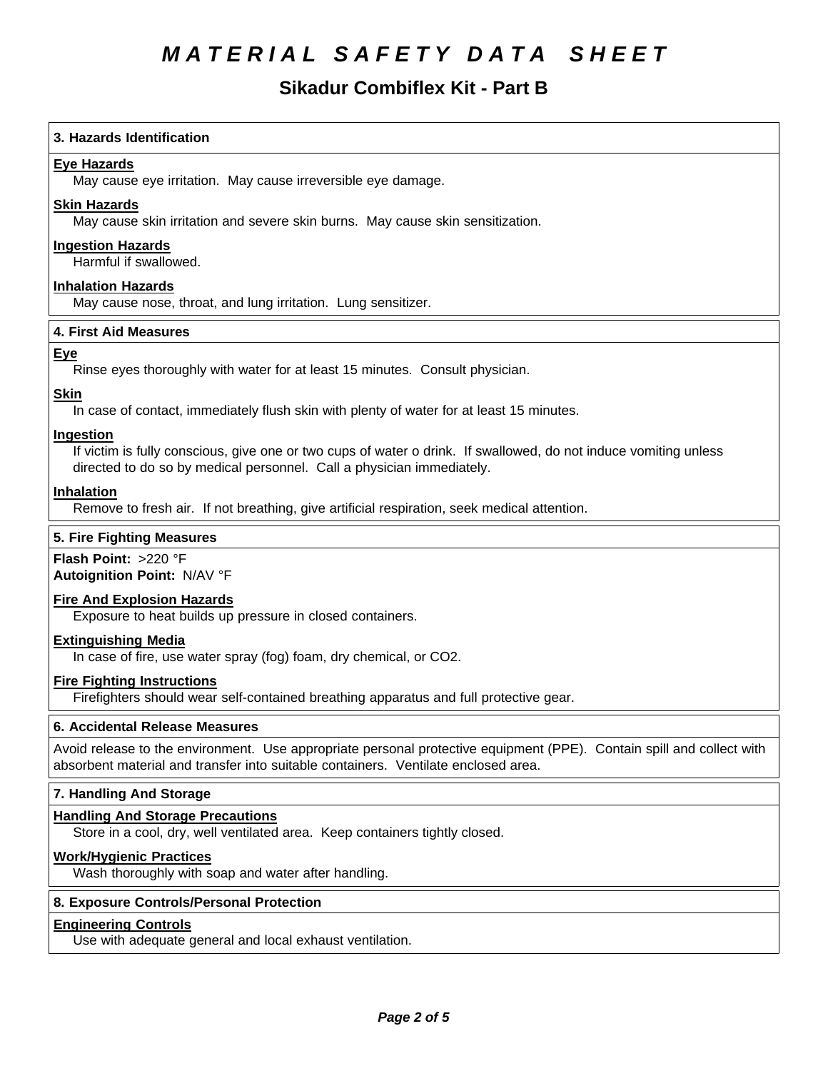# MATERIAL SAFETY DATA SHEET

## Sikadur Combiflex Kit - Part B

### 3. Hazards Identification

**Eye Hazards**

May cause eye irritation. May cause irreversible eye damage.

**Skin Hazards**

May cause skin irritation and severe skin burns. May cause skin sensitization.

**Ingestion Hazards**

Harmful if swallowed.

**Inhalation Hazards**

May cause nose, throat, and lung irritation. Lung sensitizer.

### 4. First Aid Measures

**Eye**

Rinse eyes thoroughly with water for at least 15 minutes. Consult physician.

**Skin**

In case of contact, immediately flush skin with plenty of water for at least 15 minutes.

**Ingestion**

If victim is fully conscious, give one or two cups of water o drink. If swallowed, do not induce vomiting unless directed to do so by medical personnel. Call a physician immediately.

**Inhalation**

Remove to fresh air. If not breathing, give artificial respiration, seek medical attention.

### 5. Fire Fighting Measures

**Flash Point:** >220 °F
**Autoignition Point:** N/AV °F

**Fire And Explosion Hazards**

Exposure to heat builds up pressure in closed containers.

**Extinguishing Media**

In case of fire, use water spray (fog) foam, dry chemical, or CO2.

**Fire Fighting Instructions**

Firefighters should wear self-contained breathing apparatus and full protective gear.

### 6. Accidental Release Measures

Avoid release to the environment. Use appropriate personal protective equipment (PPE). Contain spill and collect with absorbent material and transfer into suitable containers. Ventilate enclosed area.

### 7. Handling And Storage

**Handling And Storage Precautions**

Store in a cool, dry, well ventilated area. Keep containers tightly closed.

**Work/Hygienic Practices**

Wash thoroughly with soap and water after handling.

### 8. Exposure Controls/Personal Protection

**Engineering Controls**

Use with adequate general and local exhaust ventilation.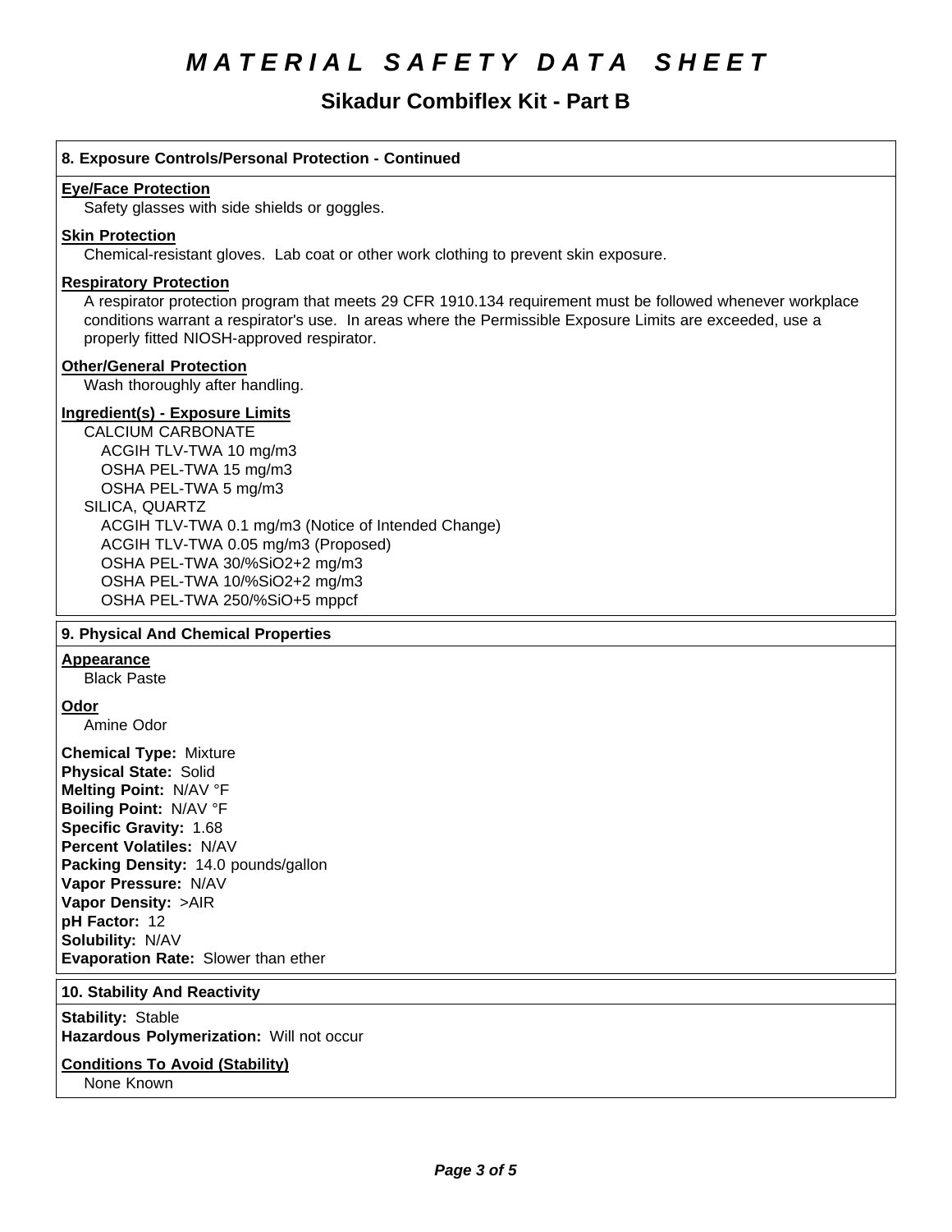# MATERIAL SAFETY DATA SHEET

## Sikadur Combiflex Kit - Part B

### 8. Exposure Controls/Personal Protection - Continued

**Eye/Face Protection**

Safety glasses with side shields or goggles.

**Skin Protection**

Chemical-resistant gloves. Lab coat or other work clothing to prevent skin exposure.

**Respiratory Protection**

A respirator protection program that meets 29 CFR 1910.134 requirement must be followed whenever workplace conditions warrant a respirator's use. In areas where the Permissible Exposure Limits are exceeded, use a properly fitted NIOSH-approved respirator.

**Other/General Protection**

Wash thoroughly after handling.

**Ingredient(s) - Exposure Limits**

CALCIUM CARBONATE
- ACGIH TLV-TWA 10 mg/m3
- OSHA PEL-TWA 15 mg/m3
- OSHA PEL-TWA 5 mg/m3

SILICA, QUARTZ
- ACGIH TLV-TWA 0.1 mg/m3 (Notice of Intended Change)
- ACGIH TLV-TWA 0.05 mg/m3 (Proposed)
- OSHA PEL-TWA 30/%SiO2+2 mg/m3
- OSHA PEL-TWA 10/%SiO2+2 mg/m3
- OSHA PEL-TWA 250/%SiO+5 mppcf

### 9. Physical And Chemical Properties

**Appearance**

Black Paste

**Odor**

Amine Odor

**Chemical Type:** Mixture
**Physical State:** Solid
**Melting Point:** N/AV °F
**Boiling Point:** N/AV °F
**Specific Gravity:** 1.68
**Percent Volatiles:** N/AV
**Packing Density:** 14.0 pounds/gallon
**Vapor Pressure:** N/AV
**Vapor Density:** >AIR
**pH Factor:** 12
**Solubility:** N/AV
**Evaporation Rate:** Slower than ether

### 10. Stability And Reactivity

**Stability:** Stable
**Hazardous Polymerization:** Will not occur

**Conditions To Avoid (Stability)**

None Known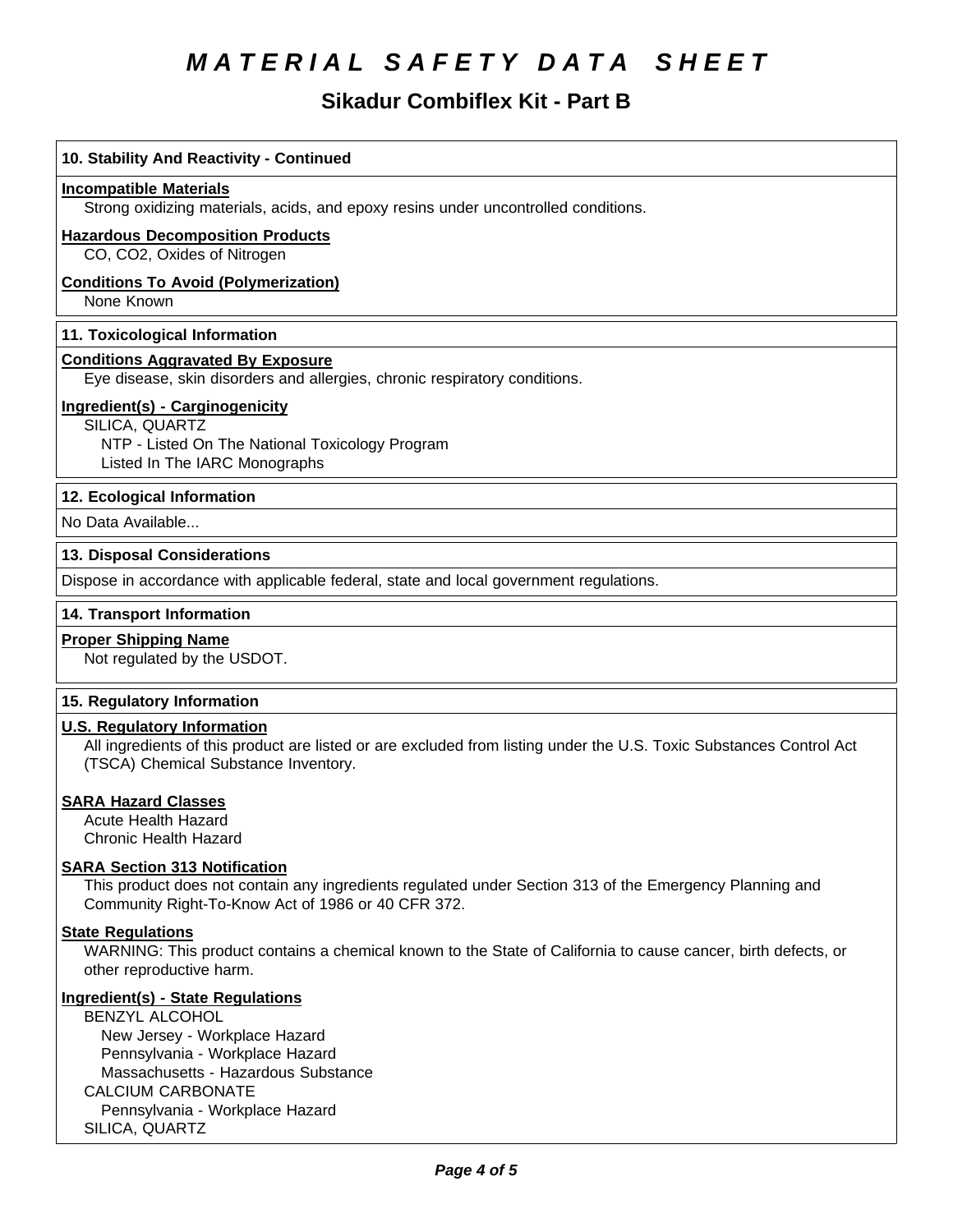# MATERIAL SAFETY DATA SHEET

## Sikadur Combiflex Kit - Part B

### 10. Stability And Reactivity - Continued

**Incompatible Materials**

Strong oxidizing materials, acids, and epoxy resins under uncontrolled conditions.

**Hazardous Decomposition Products**

CO, CO2, Oxides of Nitrogen

**Conditions To Avoid (Polymerization)**

None Known

### 11. Toxicological Information

**Conditions Aggravated By Exposure**

Eye disease, skin disorders and allergies, chronic respiratory conditions.

**Ingredient(s) - Carginogenicity**

SILICA, QUARTZ
- NTP - Listed On The National Toxicology Program
- Listed In The IARC Monographs

### 12. Ecological Information

No Data Available...

### 13. Disposal Considerations

Dispose in accordance with applicable federal, state and local government regulations.

### 14. Transport Information

**Proper Shipping Name**

Not regulated by the USDOT.

### 15. Regulatory Information

**U.S. Regulatory Information**

All ingredients of this product are listed or are excluded from listing under the U.S. Toxic Substances Control Act (TSCA) Chemical Substance Inventory.

**SARA Hazard Classes**

Acute Health Hazard
Chronic Health Hazard

**SARA Section 313 Notification**

This product does not contain any ingredients regulated under Section 313 of the Emergency Planning and Community Right-To-Know Act of 1986 or 40 CFR 372.

**State Regulations**

WARNING: This product contains a chemical known to the State of California to cause cancer, birth defects, or other reproductive harm.

**Ingredient(s) - State Regulations**

BENZYL ALCOHOL
- New Jersey - Workplace Hazard
- Pennsylvania - Workplace Hazard
- Massachusetts - Hazardous Substance

CALCIUM CARBONATE
- Pennsylvania - Workplace Hazard

SILICA, QUARTZ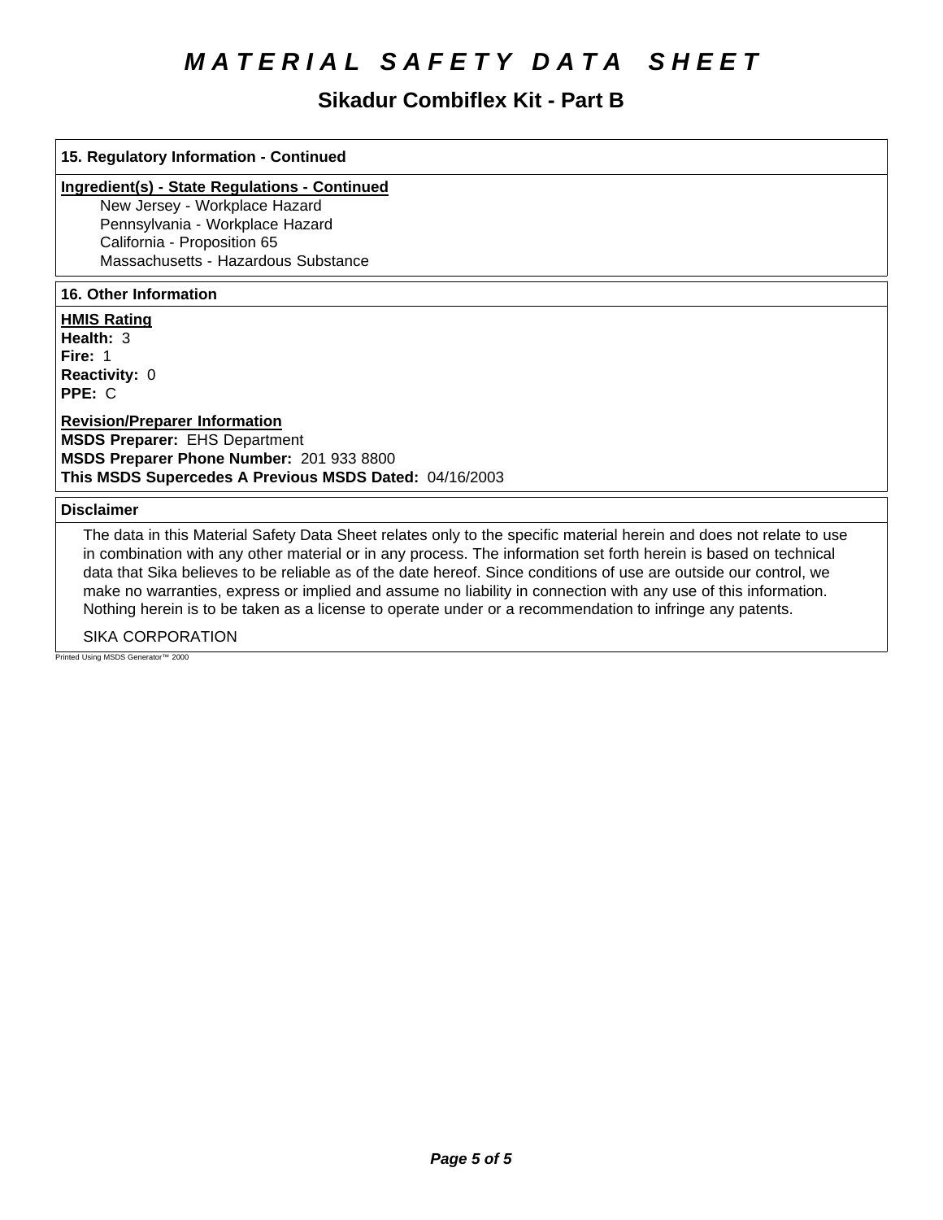# MATERIAL SAFETY DATA SHEET

## Sikadur Combiflex Kit - Part B

### 15. Regulatory Information - Continued

**Ingredient(s) - State Regulations - Continued**

New Jersey - Workplace Hazard
Pennsylvania - Workplace Hazard
California - Proposition 65
Massachusetts - Hazardous Substance

### 16. Other Information

**HMIS Rating**

**Health:** 3
**Fire:** 1
**Reactivity:** 0
**PPE:** C

**Revision/Preparer Information**

**MSDS Preparer:** EHS Department
**MSDS Preparer Phone Number:** 201 933 8800
**This MSDS Supercedes A Previous MSDS Dated:** 04/16/2003

### Disclaimer

The data in this Material Safety Data Sheet relates only to the specific material herein and does not relate to use in combination with any other material or in any process. The information set forth herein is based on technical data that Sika believes to be reliable as of the date hereof. Since conditions of use are outside our control, we make no warranties, express or implied and assume no liability in connection with any use of this information. Nothing herein is to be taken as a license to operate under or a recommendation to infringe any patents.

SIKA CORPORATION

Printed Using MSDS Generator™ 2000